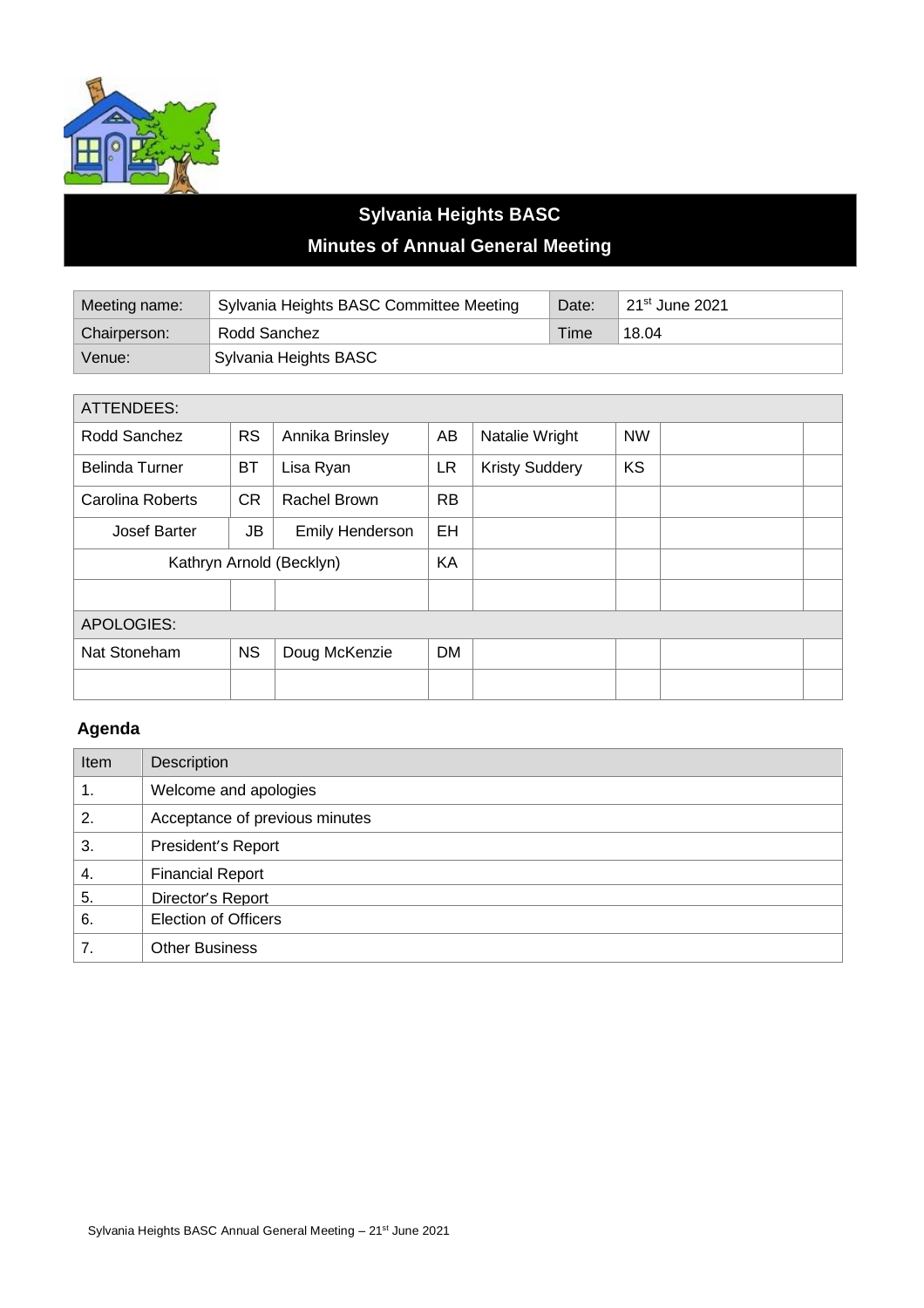# Sylvania Heights BASC

## Minutes of Annual General Meeting

| Meeting name: | Sylvania Heights BASC Committee Meeting | Date: | 21st June 2021 |
|---|---|---|---|
| Chairperson: | Rodd Sanchez | Time | 18.04 |
| Venue: | Sylvania Heights BASC | | |

| ATTENDEES: | | | | | | | |
|---|---|---|---|---|---|---|---|
| Rodd Sanchez | RS | Annika Brinsley | AB | Natalie Wright | NW | | |
| Belinda Turner | BT | Lisa Ryan | LR | Kristy Suddery | KS | | |
| Carolina Roberts | CR | Rachel Brown | RB | | | | |
| Josef Barter | JB | Emily Henderson | EH | | | | |
| Kathryn Arnold (Becklyn) | | | KA | | | | |
| | | | | | | | |
| APOLOGIES: | | | | | | | |
| Nat Stoneham | NS | Doug McKenzie | DM | | | | |
| | | | | | | | |

### Agenda

| Item | Description |
|---|---|
| 1. | Welcome and apologies |
| 2. | Acceptance of previous minutes |
| 3. | President's Report |
| 4. | Financial Report |
| 5. | Director's Report |
| 6. | Election of Officers |
| 7. | Other Business |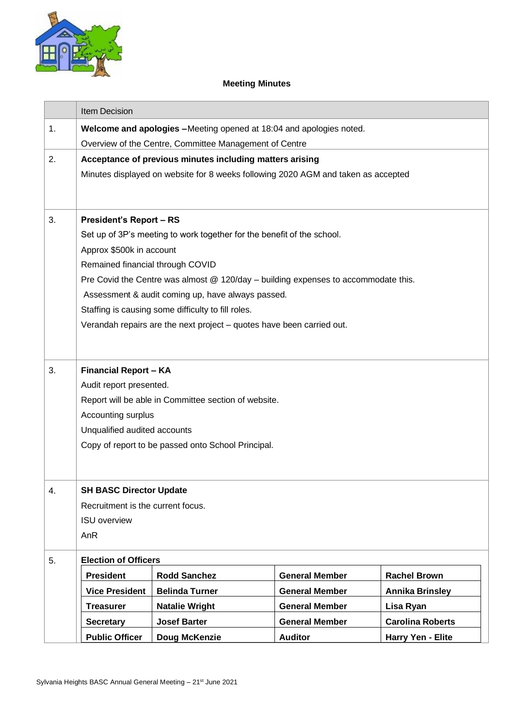## Meeting Minutes

| | Item Decision |
|---|---|
| 1. | **Welcome and apologies –** Meeting opened at 18:04 and apologies noted.<br>Overview of the Centre, Committee Management of Centre |
| 2. | **Acceptance of previous minutes including matters arising**<br>Minutes displayed on website for 8 weeks following 2020 AGM and taken as accepted |
| 3. | **President's Report – RS**<br>Set up of 3P's meeting to work together for the benefit of the school.<br>Approx $500k in account<br>Remained financial through COVID<br>Pre Covid the Centre was almost @ 120/day – building expenses to accommodate this.<br>Assessment & audit coming up, have always passed.<br>Staffing is causing some difficulty to fill roles.<br>Verandah repairs are the next project – quotes have been carried out. |
| 3. | **Financial Report – KA**<br>Audit report presented.<br>Report will be able in Committee section of website.<br>Accounting surplus<br>Unqualified audited accounts<br>Copy of report to be passed onto School Principal. |
| 4. | **SH BASC Director Update**<br>Recruitment is the current focus.<br>ISU overview<br>AnR |
| 5. | **Election of Officers** |

| | | | |
|---|---|---|---|
| **President** | **Rodd Sanchez** | **General Member** | **Rachel Brown** |
| **Vice President** | **Belinda Turner** | **General Member** | **Annika Brinsley** |
| **Treasurer** | **Natalie Wright** | **General Member** | **Lisa Ryan** |
| **Secretary** | **Josef Barter** | **General Member** | **Carolina Roberts** |
| **Public Officer** | **Doug McKenzie** | **Auditor** | **Harry Yen - Elite** |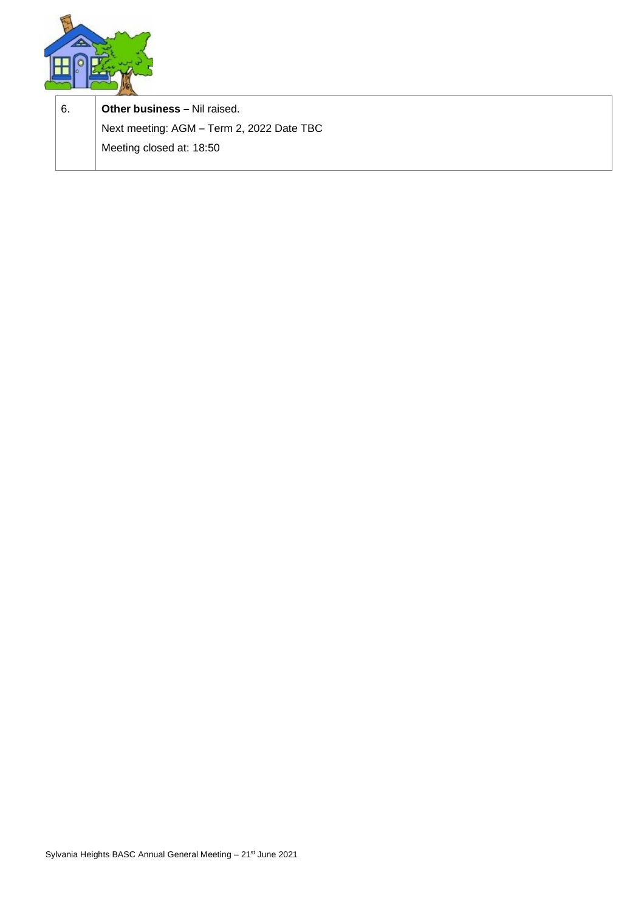| | |
|---|---|
| 6. | **Other business –** Nil raised.<br>Next meeting: AGM – Term 2, 2022 Date TBC<br>Meeting closed at: 18:50 |